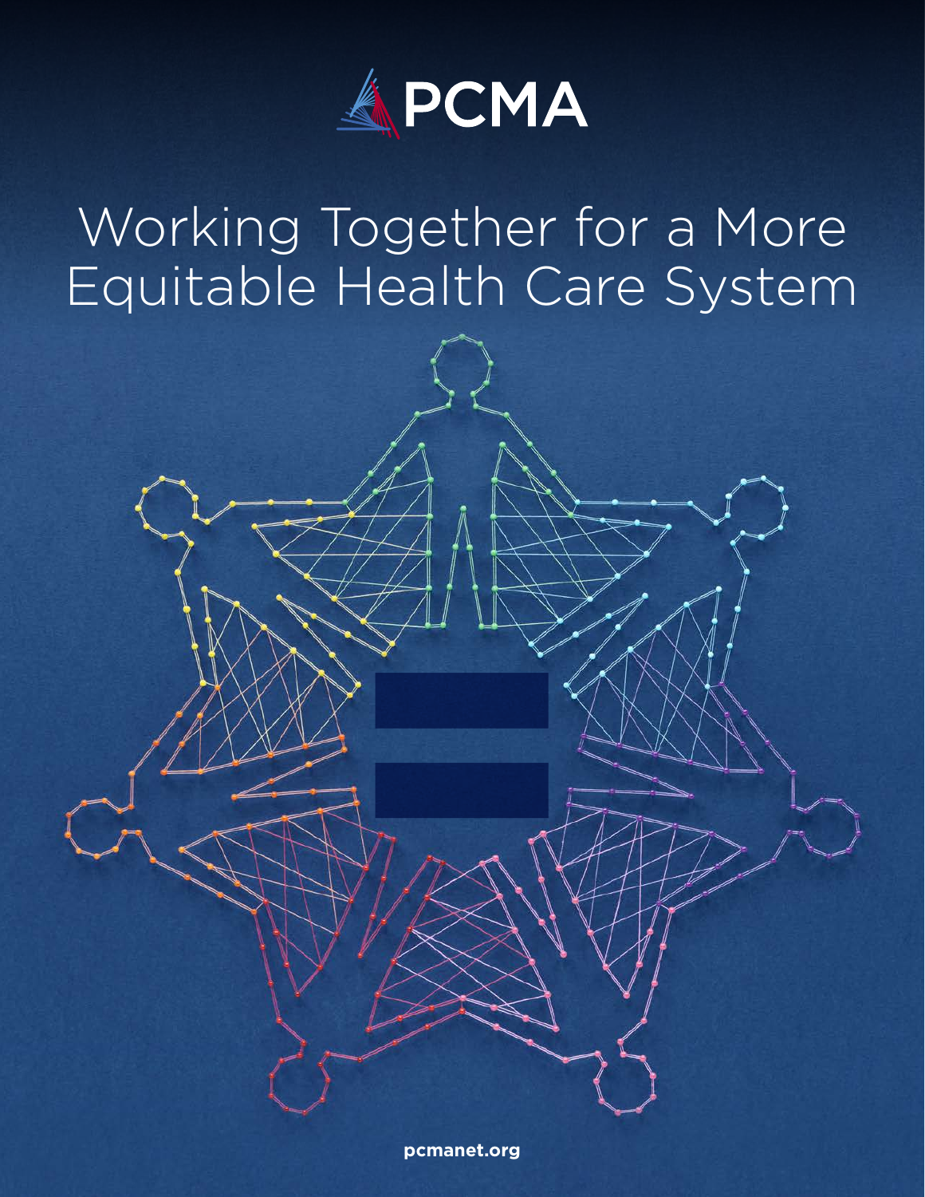PCMA

# Working Together for a More Equitable Health Care System

pcmanet.org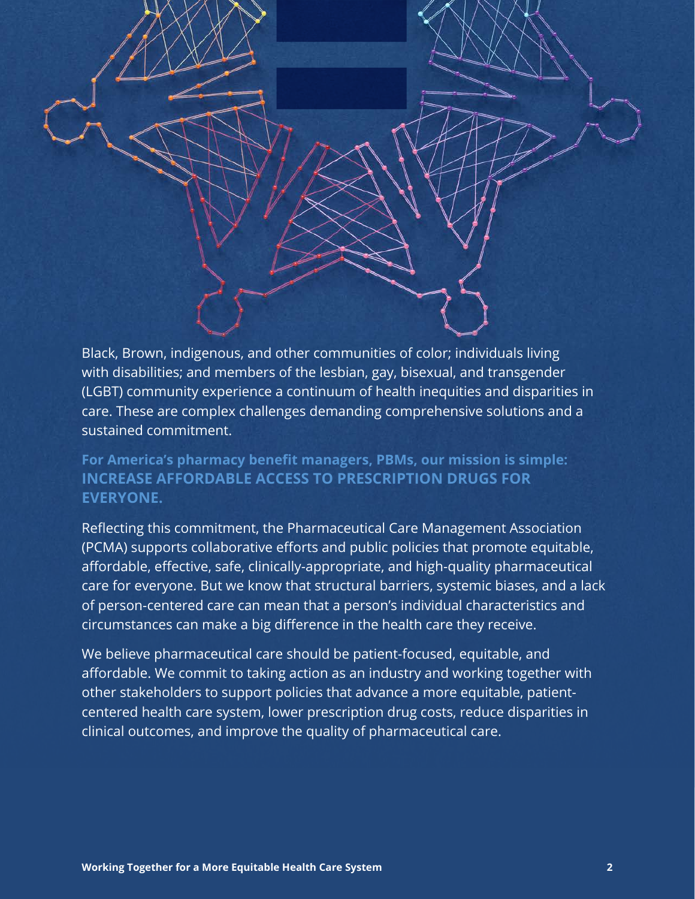Black, Brown, indigenous, and other communities of color; individuals living with disabilities; and members of the lesbian, gay, bisexual, and transgender (LGBT) community experience a continuum of health inequities and disparities in care. These are complex challenges demanding comprehensive solutions and a sustained commitment.

**For America's pharmacy benefit managers, PBMs, our mission is simple: INCREASE AFFORDABLE ACCESS TO PRESCRIPTION DRUGS FOR EVERYONE.**

Reflecting this commitment, the Pharmaceutical Care Management Association (PCMA) supports collaborative efforts and public policies that promote equitable, affordable, effective, safe, clinically-appropriate, and high-quality pharmaceutical care for everyone. But we know that structural barriers, systemic biases, and a lack of person-centered care can mean that a person's individual characteristics and circumstances can make a big difference in the health care they receive.

We believe pharmaceutical care should be patient-focused, equitable, and affordable. We commit to taking action as an industry and working together with other stakeholders to support policies that advance a more equitable, patient-centered health care system, lower prescription drug costs, reduce disparities in clinical outcomes, and improve the quality of pharmaceutical care.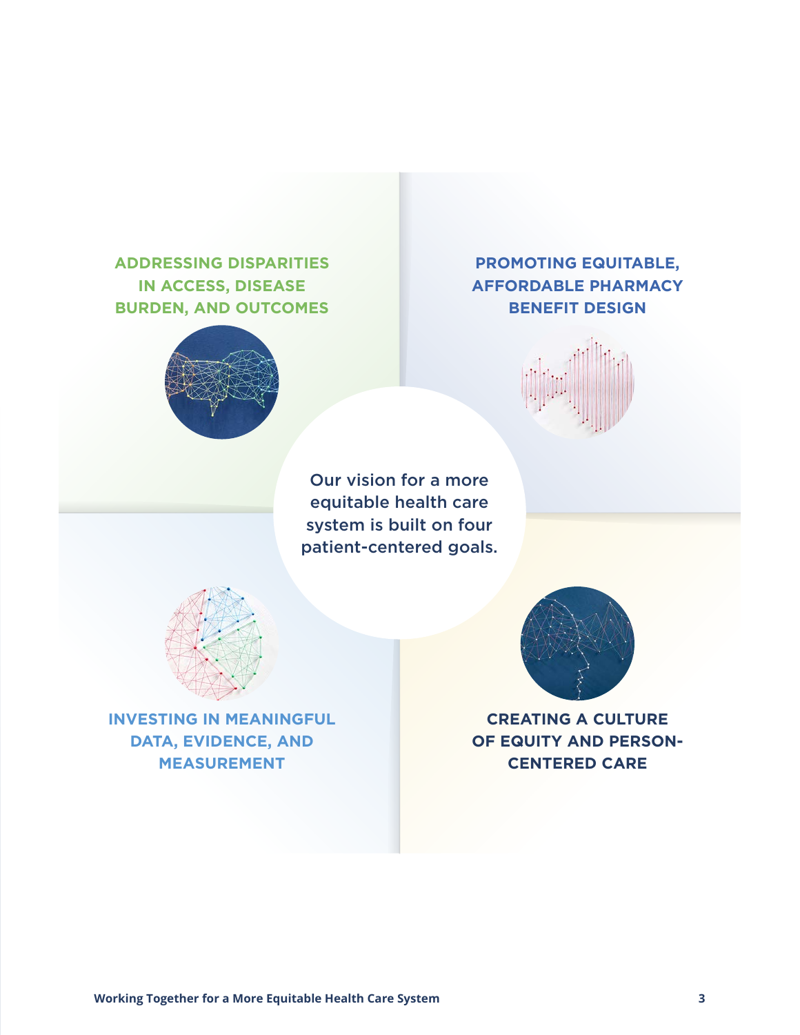Our vision for a more equitable health care system is built on four patient-centered goals.

**ADDRESSING DISPARITIES IN ACCESS, DISEASE BURDEN, AND OUTCOMES**

**PROMOTING EQUITABLE, AFFORDABLE PHARMACY BENEFIT DESIGN**

**INVESTING IN MEANINGFUL DATA, EVIDENCE, AND MEASUREMENT**

**CREATING A CULTURE OF EQUITY AND PERSON-CENTERED CARE**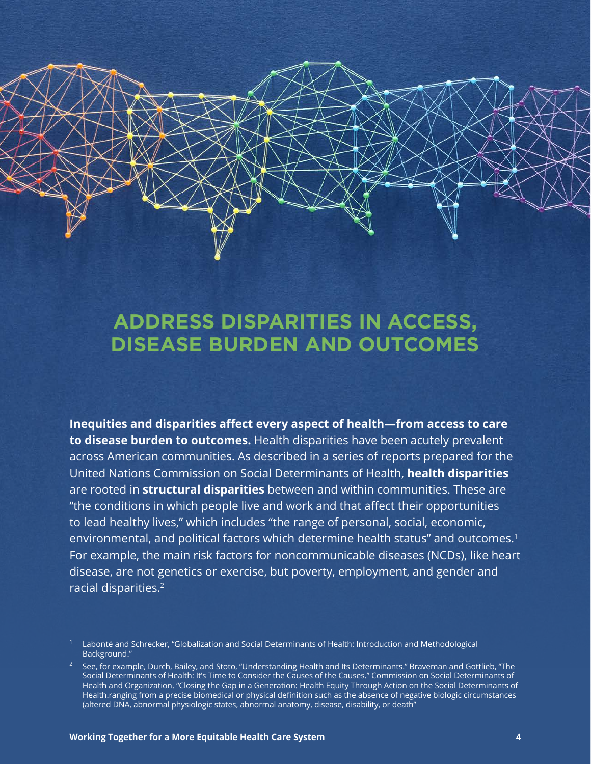# ADDRESS DISPARITIES IN ACCESS, DISEASE BURDEN AND OUTCOMES

**Inequities and disparities affect every aspect of health—from access to care to disease burden to outcomes.** Health disparities have been acutely prevalent across American communities. As described in a series of reports prepared for the United Nations Commission on Social Determinants of Health, **health disparities** are rooted in **structural disparities** between and within communities. These are "the conditions in which people live and work and that affect their opportunities to lead healthy lives," which includes "the range of personal, social, economic, environmental, and political factors which determine health status" and outcomes.[1] For example, the main risk factors for noncommunicable diseases (NCDs), like heart disease, are not genetics or exercise, but poverty, employment, and gender and racial disparities.[2]

---

[1] Labonté and Schrecker, "Globalization and Social Determinants of Health: Introduction and Methodological Background."

[2] See, for example, Durch, Bailey, and Stoto, "Understanding Health and Its Determinants." Braveman and Gottlieb, "The Social Determinants of Health: It's Time to Consider the Causes of the Causes." Commission on Social Determinants of Health and Organization. "Closing the Gap in a Generation: Health Equity Through Action on the Social Determinants of Health.ranging from a precise biomedical or physical definition such as the absence of negative biologic circumstances (altered DNA, abnormal physiologic states, abnormal anatomy, disease, disability, or death"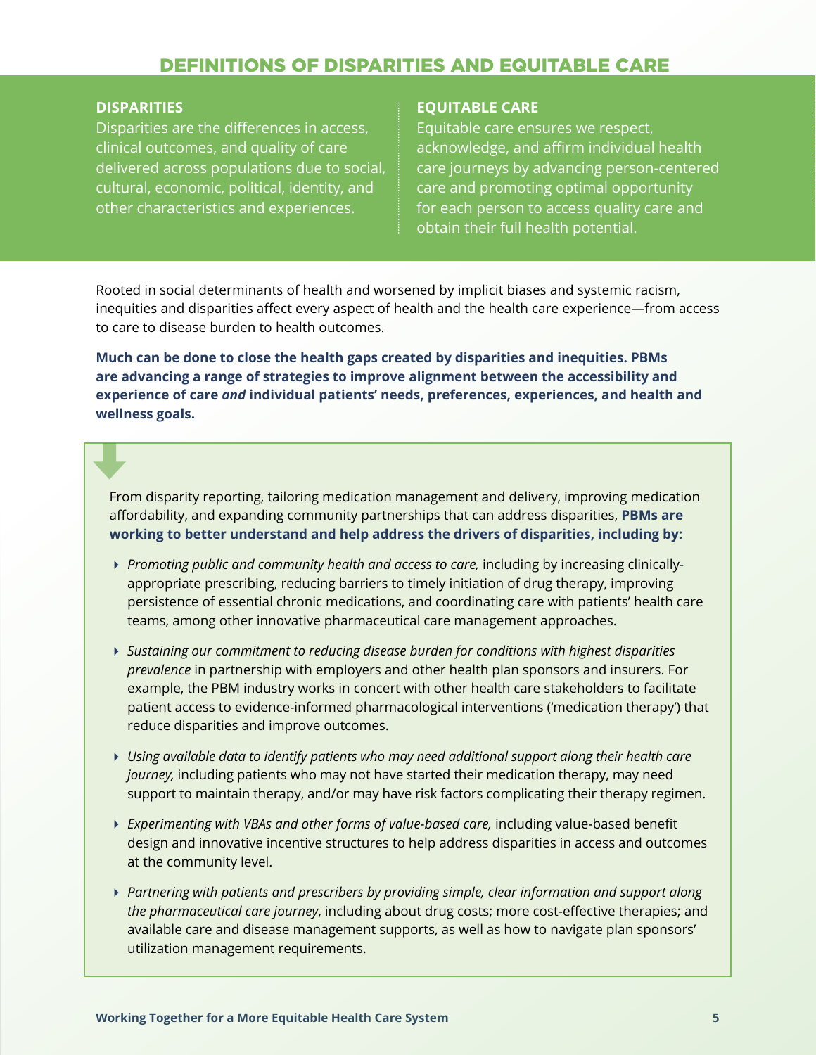## DEFINITIONS OF DISPARITIES AND EQUITABLE CARE

**DISPARITIES**

Disparities are the differences in access, clinical outcomes, and quality of care delivered across populations due to social, cultural, economic, political, identity, and other characteristics and experiences.

**EQUITABLE CARE**

Equitable care ensures we respect, acknowledge, and affirm individual health care journeys by advancing person-centered care and promoting optimal opportunity for each person to access quality care and obtain their full health potential.

Rooted in social determinants of health and worsened by implicit biases and systemic racism, inequities and disparities affect every aspect of health and the health care experience—from access to care to disease burden to health outcomes.

**Much can be done to close the health gaps created by disparities and inequities. PBMs are advancing a range of strategies to improve alignment between the accessibility and experience of care *and* individual patients' needs, preferences, experiences, and health and wellness goals.**

From disparity reporting, tailoring medication management and delivery, improving medication affordability, and expanding community partnerships that can address disparities, **PBMs are working to better understand and help address the drivers of disparities, including by:**

- *Promoting public and community health and access to care,* including by increasing clinically-appropriate prescribing, reducing barriers to timely initiation of drug therapy, improving persistence of essential chronic medications, and coordinating care with patients' health care teams, among other innovative pharmaceutical care management approaches.
- *Sustaining our commitment to reducing disease burden for conditions with highest disparities prevalence* in partnership with employers and other health plan sponsors and insurers. For example, the PBM industry works in concert with other health care stakeholders to facilitate patient access to evidence-informed pharmacological interventions ('medication therapy') that reduce disparities and improve outcomes.
- *Using available data to identify patients who may need additional support along their health care journey,* including patients who may not have started their medication therapy, may need support to maintain therapy, and/or may have risk factors complicating their therapy regimen.
- *Experimenting with VBAs and other forms of value-based care,* including value-based benefit design and innovative incentive structures to help address disparities in access and outcomes at the community level.
- *Partnering with patients and prescribers by providing simple, clear information and support along the pharmaceutical care journey*, including about drug costs; more cost-effective therapies; and available care and disease management supports, as well as how to navigate plan sponsors' utilization management requirements.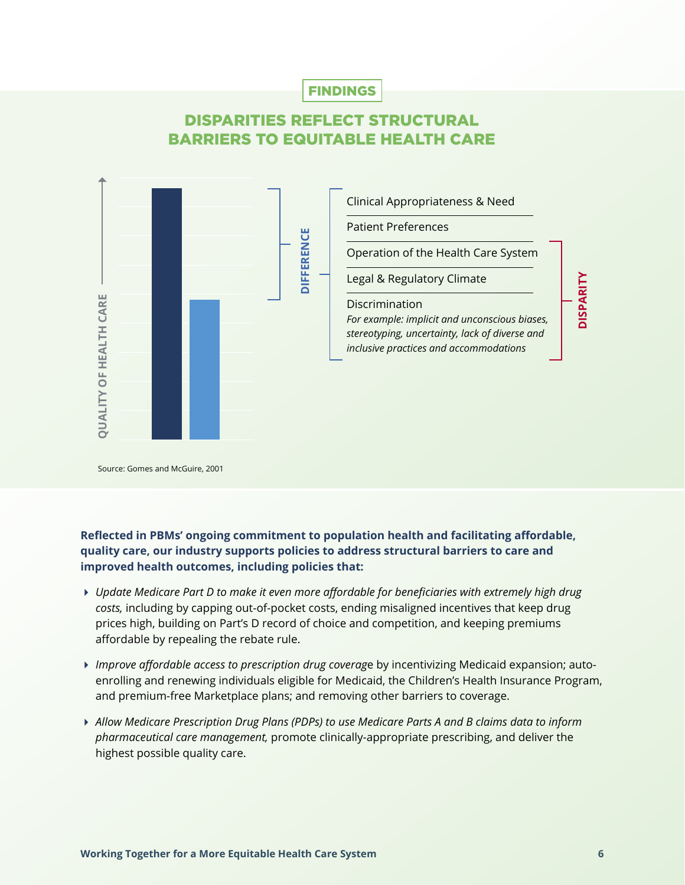FINDINGS

## DISPARITIES REFLECT STRUCTURAL BARRIERS TO EQUITABLE HEALTH CARE

QUALITY OF HEALTH CARE

DIFFERENCE

- Clinical Appropriateness & Need
- Patient Preferences
- Operation of the Health Care System
- Legal & Regulatory Climate
- Discrimination
  *For example: implicit and unconscious biases, stereotyping, uncertainty, lack of diverse and inclusive practices and accommodations*

DISPARITY

Source: Gomes and McGuire, 2001

**Reflected in PBMs' ongoing commitment to population health and facilitating affordable, quality care, our industry supports policies to address structural barriers to care and improved health outcomes, including policies that:**

- *Update Medicare Part D to make it even more affordable for beneficiaries with extremely high drug costs,* including by capping out-of-pocket costs, ending misaligned incentives that keep drug prices high, building on Part's D record of choice and competition, and keeping premiums affordable by repealing the rebate rule.
- *Improve affordable access to prescription drug coverag*e by incentivizing Medicaid expansion; auto-enrolling and renewing individuals eligible for Medicaid, the Children's Health Insurance Program, and premium-free Marketplace plans; and removing other barriers to coverage.
- *Allow Medicare Prescription Drug Plans (PDPs) to use Medicare Parts A and B claims data to inform pharmaceutical care management,* promote clinically-appropriate prescribing, and deliver the highest possible quality care.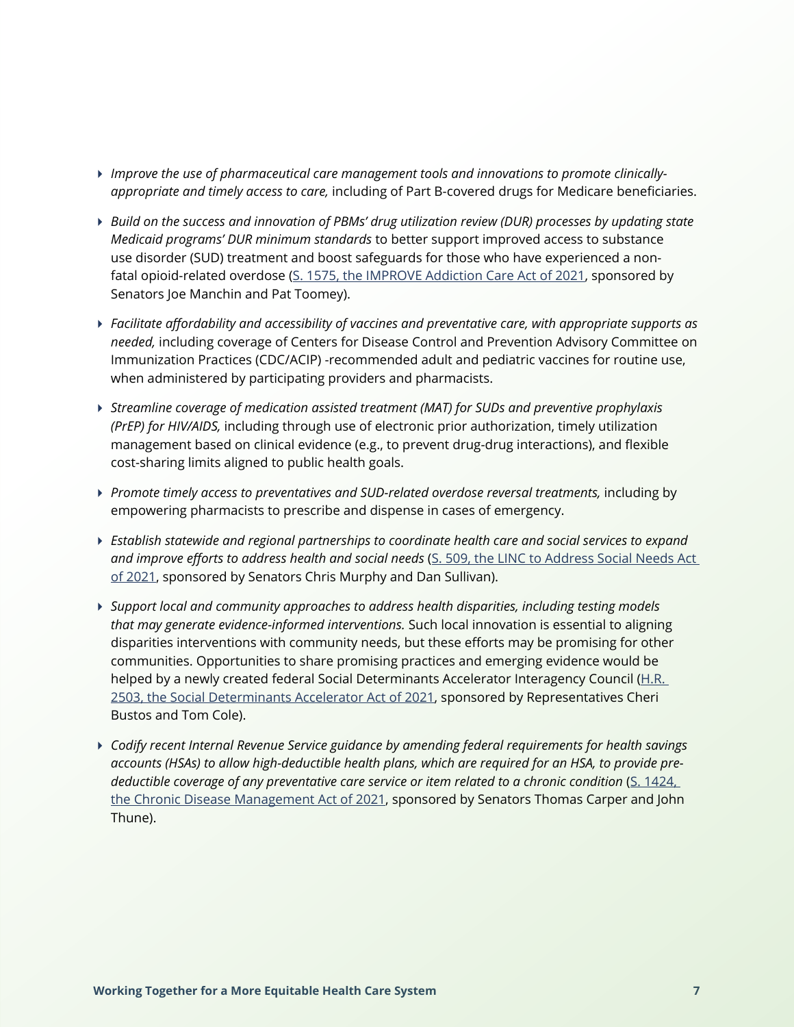- *Improve the use of pharmaceutical care management tools and innovations to promote clinically-appropriate and timely access to care,* including of Part B-covered drugs for Medicare beneficiaries.

- *Build on the success and innovation of PBMs' drug utilization review (DUR) processes by updating state Medicaid programs' DUR minimum standards* to better support improved access to substance use disorder (SUD) treatment and boost safeguards for those who have experienced a non-fatal opioid-related overdose (S. 1575, the IMPROVE Addiction Care Act of 2021, sponsored by Senators Joe Manchin and Pat Toomey).

- *Facilitate affordability and accessibility of vaccines and preventative care, with appropriate supports as needed,* including coverage of Centers for Disease Control and Prevention Advisory Committee on Immunization Practices (CDC/ACIP) -recommended adult and pediatric vaccines for routine use, when administered by participating providers and pharmacists.

- *Streamline coverage of medication assisted treatment (MAT) for SUDs and preventive prophylaxis (PrEP) for HIV/AIDS,* including through use of electronic prior authorization, timely utilization management based on clinical evidence (e.g., to prevent drug-drug interactions), and flexible cost-sharing limits aligned to public health goals.

- *Promote timely access to preventatives and SUD-related overdose reversal treatments,* including by empowering pharmacists to prescribe and dispense in cases of emergency.

- *Establish statewide and regional partnerships to coordinate health care and social services to expand and improve efforts to address health and social needs* (S. 509, the LINC to Address Social Needs Act of 2021, sponsored by Senators Chris Murphy and Dan Sullivan).

- *Support local and community approaches to address health disparities, including testing models that may generate evidence-informed interventions.* Such local innovation is essential to aligning disparities interventions with community needs, but these efforts may be promising for other communities. Opportunities to share promising practices and emerging evidence would be helped by a newly created federal Social Determinants Accelerator Interagency Council (H.R. 2503, the Social Determinants Accelerator Act of 2021, sponsored by Representatives Cheri Bustos and Tom Cole).

- *Codify recent Internal Revenue Service guidance by amending federal requirements for health savings accounts (HSAs) to allow high-deductible health plans, which are required for an HSA, to provide pre-deductible coverage of any preventative care service or item related to a chronic condition* (S. 1424, the Chronic Disease Management Act of 2021, sponsored by Senators Thomas Carper and John Thune).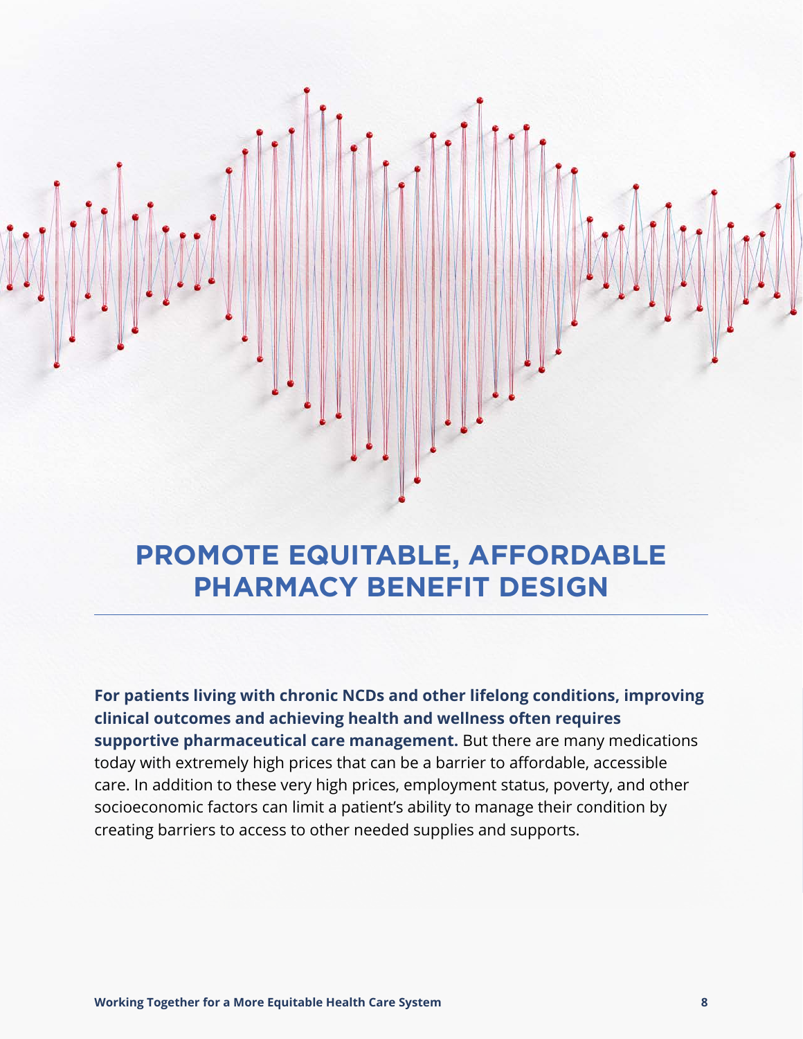# PROMOTE EQUITABLE, AFFORDABLE PHARMACY BENEFIT DESIGN

**For patients living with chronic NCDs and other lifelong conditions, improving clinical outcomes and achieving health and wellness often requires supportive pharmaceutical care management.** But there are many medications today with extremely high prices that can be a barrier to affordable, accessible care. In addition to these very high prices, employment status, poverty, and other socioeconomic factors can limit a patient's ability to manage their condition by creating barriers to access to other needed supplies and supports.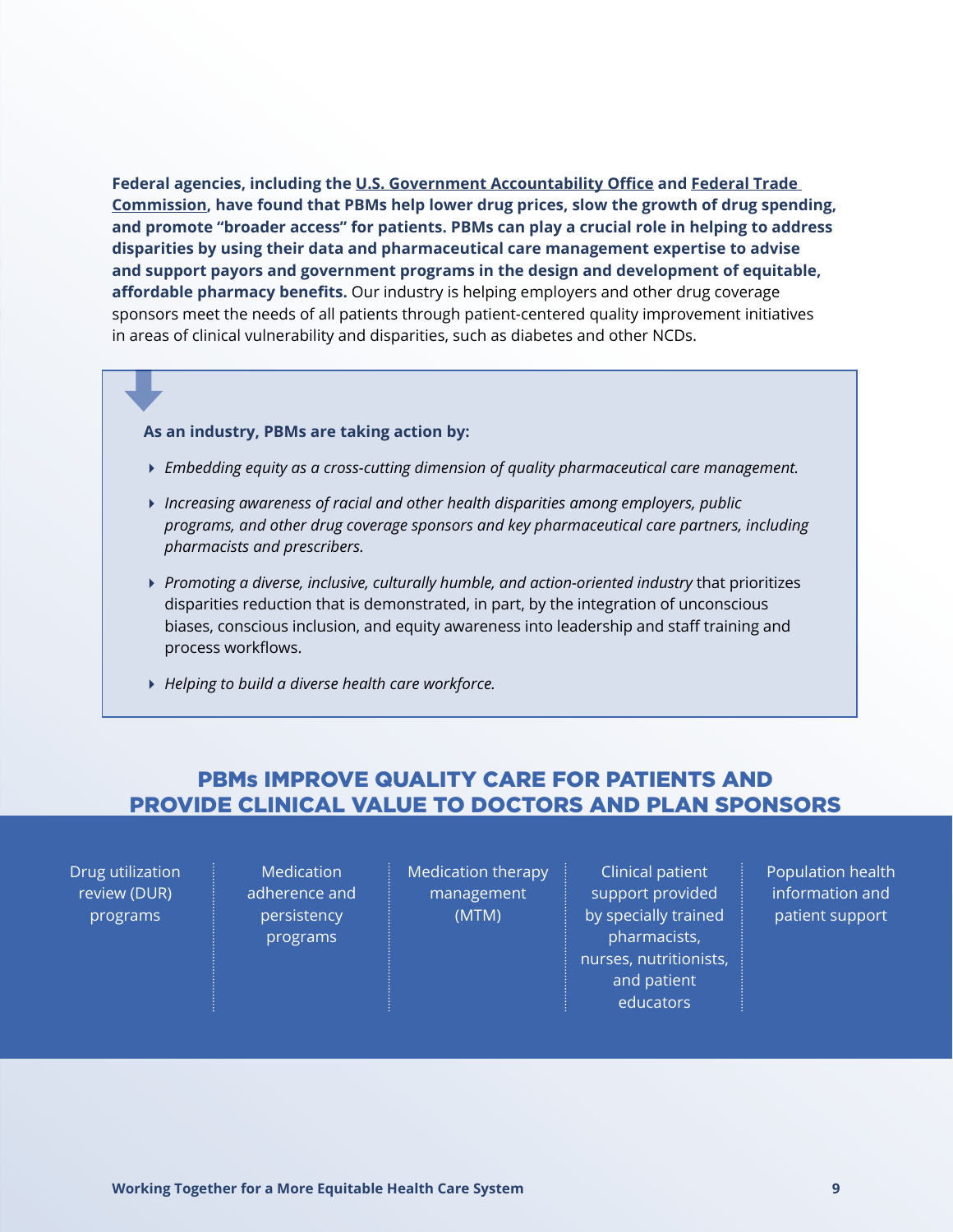**Federal agencies, including the U.S. Government Accountability Office and Federal Trade Commission, have found that PBMs help lower drug prices, slow the growth of drug spending, and promote "broader access" for patients. PBMs can play a crucial role in helping to address disparities by using their data and pharmaceutical care management expertise to advise and support payors and government programs in the design and development of equitable, affordable pharmacy benefits.** Our industry is helping employers and other drug coverage sponsors meet the needs of all patients through patient-centered quality improvement initiatives in areas of clinical vulnerability and disparities, such as diabetes and other NCDs.

**As an industry, PBMs are taking action by:**

- *Embedding equity as a cross-cutting dimension of quality pharmaceutical care management.*
- *Increasing awareness of racial and other health disparities among employers, public programs, and other drug coverage sponsors and key pharmaceutical care partners, including pharmacists and prescribers.*
- *Promoting a diverse, inclusive, culturally humble, and action-oriented industry* that prioritizes disparities reduction that is demonstrated, in part, by the integration of unconscious biases, conscious inclusion, and equity awareness into leadership and staff training and process workflows.
- *Helping to build a diverse health care workforce.*

## PBMs IMPROVE QUALITY CARE FOR PATIENTS AND PROVIDE CLINICAL VALUE TO DOCTORS AND PLAN SPONSORS

- Drug utilization review (DUR) programs
- Medication adherence and persistency programs
- Medication therapy management (MTM)
- Clinical patient support provided by specially trained pharmacists, nurses, nutritionists, and patient educators
- Population health information and patient support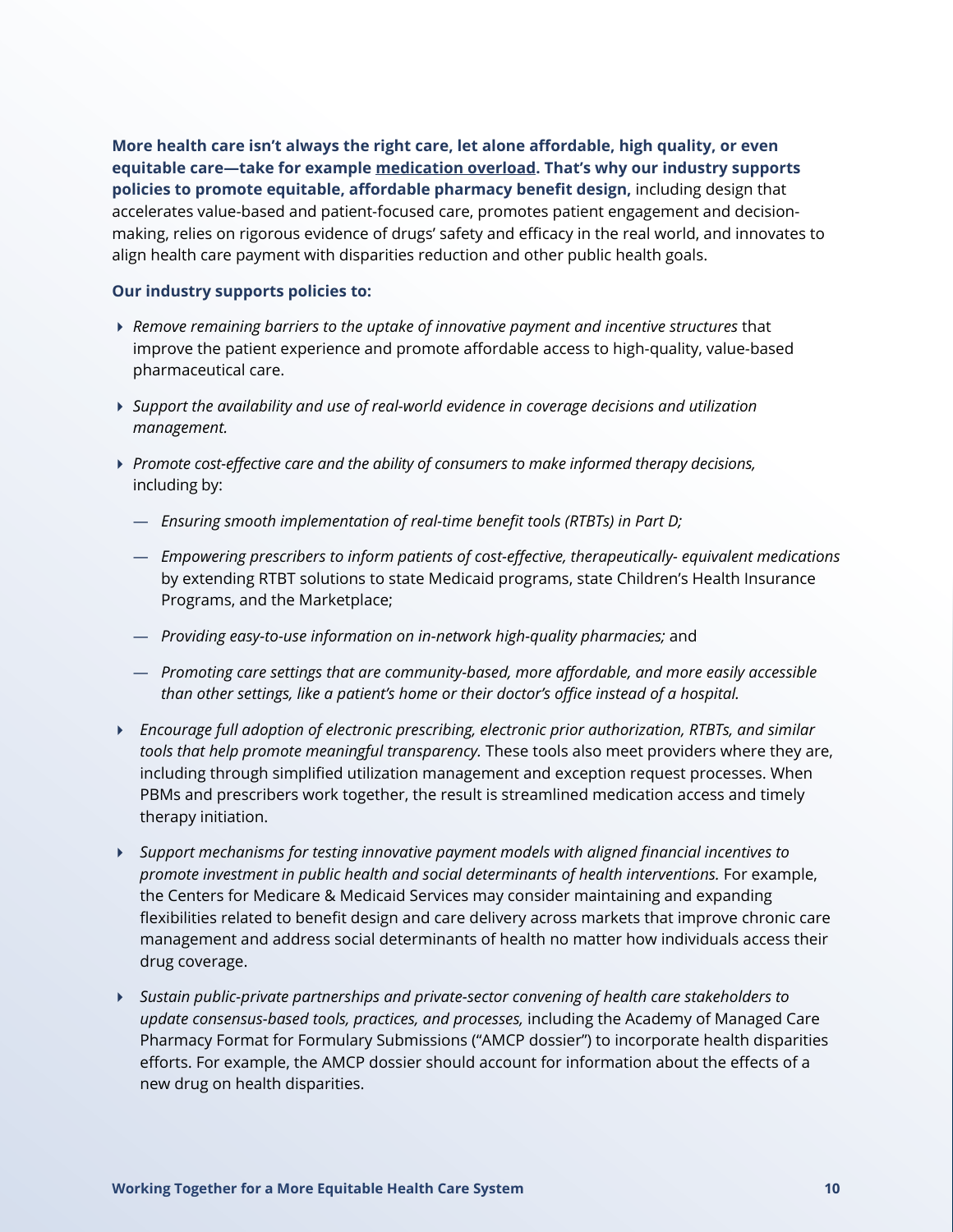**More health care isn't always the right care, let alone affordable, high quality, or even equitable care—take for example medication overload. That's why our industry supports policies to promote equitable, affordable pharmacy benefit design,** including design that accelerates value-based and patient-focused care, promotes patient engagement and decision-making, relies on rigorous evidence of drugs' safety and efficacy in the real world, and innovates to align health care payment with disparities reduction and other public health goals.

**Our industry supports policies to:**

- *Remove remaining barriers to the uptake of innovative payment and incentive structures* that improve the patient experience and promote affordable access to high-quality, value-based pharmaceutical care.
- *Support the availability and use of real-world evidence in coverage decisions and utilization management.*
- *Promote cost-effective care and the ability of consumers to make informed therapy decisions,* including by:
  - *Ensuring smooth implementation of real-time benefit tools (RTBTs) in Part D;*
  - *Empowering prescribers to inform patients of cost-effective, therapeutically- equivalent medications* by extending RTBT solutions to state Medicaid programs, state Children's Health Insurance Programs, and the Marketplace;
  - *Providing easy-to-use information on in-network high-quality pharmacies;* and
  - *Promoting care settings that are community-based, more affordable, and more easily accessible than other settings, like a patient's home or their doctor's office instead of a hospital.*
- *Encourage full adoption of electronic prescribing, electronic prior authorization, RTBTs, and similar tools that help promote meaningful transparency.* These tools also meet providers where they are, including through simplified utilization management and exception request processes. When PBMs and prescribers work together, the result is streamlined medication access and timely therapy initiation.
- *Support mechanisms for testing innovative payment models with aligned financial incentives to promote investment in public health and social determinants of health interventions.* For example, the Centers for Medicare & Medicaid Services may consider maintaining and expanding flexibilities related to benefit design and care delivery across markets that improve chronic care management and address social determinants of health no matter how individuals access their drug coverage.
- *Sustain public-private partnerships and private-sector convening of health care stakeholders to update consensus-based tools, practices, and processes,* including the Academy of Managed Care Pharmacy Format for Formulary Submissions ("AMCP dossier") to incorporate health disparities efforts. For example, the AMCP dossier should account for information about the effects of a new drug on health disparities.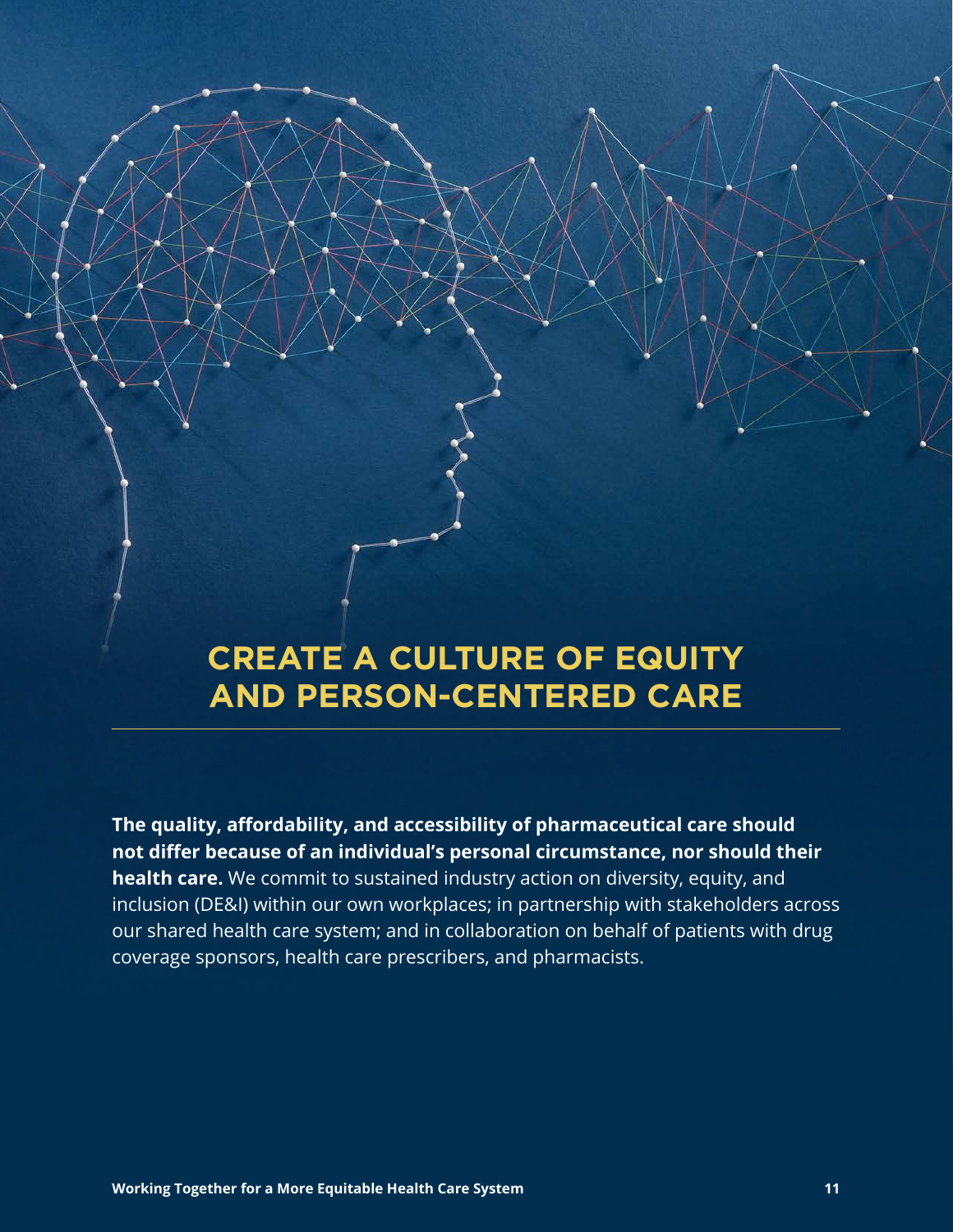# CREATE A CULTURE OF EQUITY AND PERSON-CENTERED CARE

**The quality, affordability, and accessibility of pharmaceutical care should not differ because of an individual's personal circumstance, nor should their health care.** We commit to sustained industry action on diversity, equity, and inclusion (DE&I) within our own workplaces; in partnership with stakeholders across our shared health care system; and in collaboration on behalf of patients with drug coverage sponsors, health care prescribers, and pharmacists.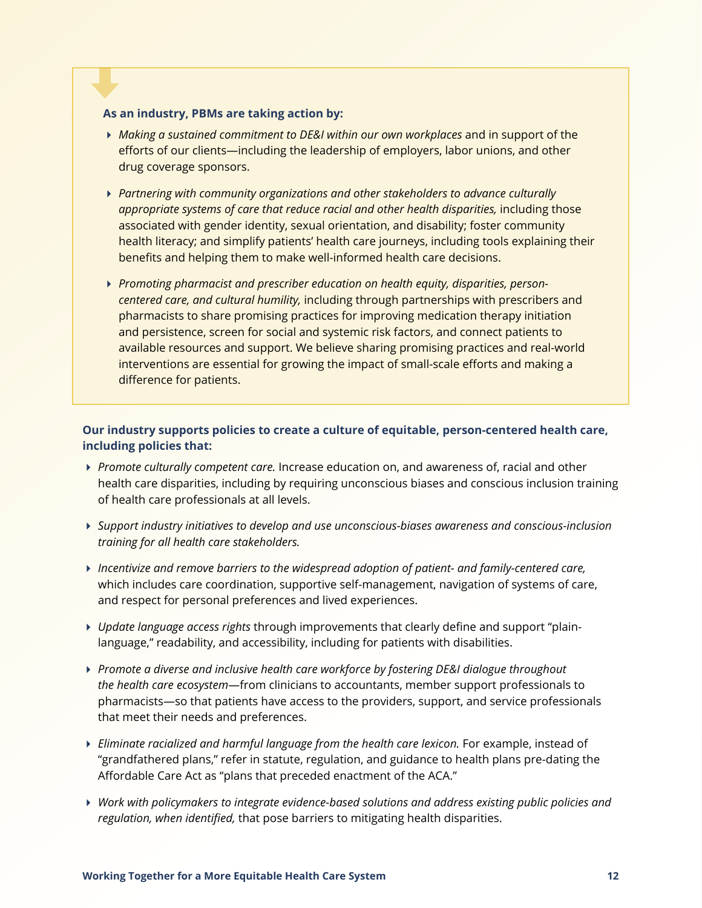**As an industry, PBMs are taking action by:**

- *Making a sustained commitment to DE&I within our own workplaces* and in support of the efforts of our clients—including the leadership of employers, labor unions, and other drug coverage sponsors.
- *Partnering with community organizations and other stakeholders to advance culturally appropriate systems of care that reduce racial and other health disparities,* including those associated with gender identity, sexual orientation, and disability; foster community health literacy; and simplify patients' health care journeys, including tools explaining their benefits and helping them to make well-informed health care decisions.
- *Promoting pharmacist and prescriber education on health equity, disparities, person-centered care, and cultural humility,* including through partnerships with prescribers and pharmacists to share promising practices for improving medication therapy initiation and persistence, screen for social and systemic risk factors, and connect patients to available resources and support. We believe sharing promising practices and real-world interventions are essential for growing the impact of small-scale efforts and making a difference for patients.

**Our industry supports policies to create a culture of equitable, person-centered health care, including policies that:**

- *Promote culturally competent care.* Increase education on, and awareness of, racial and other health care disparities, including by requiring unconscious biases and conscious inclusion training of health care professionals at all levels.
- *Support industry initiatives to develop and use unconscious-biases awareness and conscious-inclusion training for all health care stakeholders.*
- *Incentivize and remove barriers to the widespread adoption of patient- and family-centered care,* which includes care coordination, supportive self-management, navigation of systems of care, and respect for personal preferences and lived experiences.
- *Update language access rights* through improvements that clearly define and support "plain-language," readability, and accessibility, including for patients with disabilities.
- *Promote a diverse and inclusive health care workforce by fostering DE&I dialogue throughout the health care ecosystem*—from clinicians to accountants, member support professionals to pharmacists—so that patients have access to the providers, support, and service professionals that meet their needs and preferences.
- *Eliminate racialized and harmful language from the health care lexicon.* For example, instead of "grandfathered plans," refer in statute, regulation, and guidance to health plans pre-dating the Affordable Care Act as "plans that preceded enactment of the ACA."
- *Work with policymakers to integrate evidence-based solutions and address existing public policies and regulation, when identified,* that pose barriers to mitigating health disparities.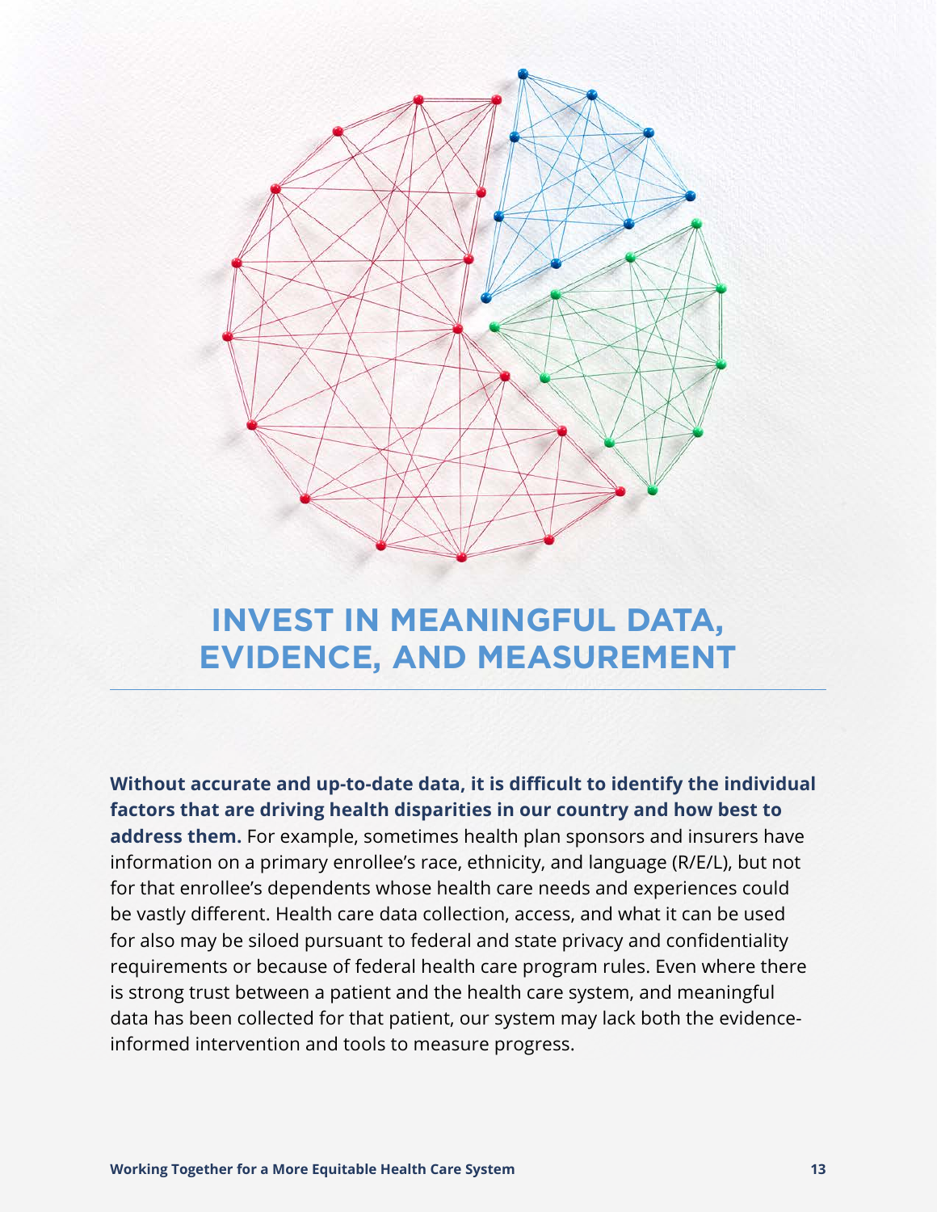# INVEST IN MEANINGFUL DATA, EVIDENCE, AND MEASUREMENT

**Without accurate and up-to-date data, it is difficult to identify the individual factors that are driving health disparities in our country and how best to address them.** For example, sometimes health plan sponsors and insurers have information on a primary enrollee's race, ethnicity, and language (R/E/L), but not for that enrollee's dependents whose health care needs and experiences could be vastly different. Health care data collection, access, and what it can be used for also may be siloed pursuant to federal and state privacy and confidentiality requirements or because of federal health care program rules. Even where there is strong trust between a patient and the health care system, and meaningful data has been collected for that patient, our system may lack both the evidence-informed intervention and tools to measure progress.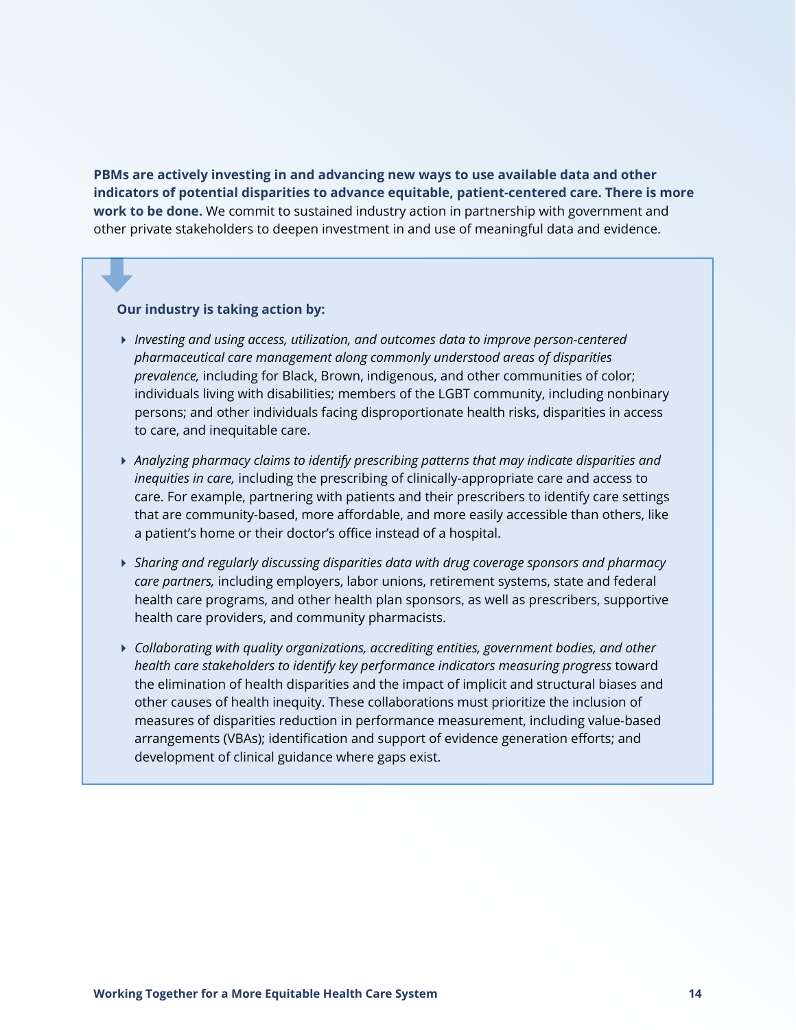**PBMs are actively investing in and advancing new ways to use available data and other indicators of potential disparities to advance equitable, patient-centered care. There is more work to be done.** We commit to sustained industry action in partnership with government and other private stakeholders to deepen investment in and use of meaningful data and evidence.

**Our industry is taking action by:**

- *Investing and using access, utilization, and outcomes data to improve person-centered pharmaceutical care management along commonly understood areas of disparities prevalence,* including for Black, Brown, indigenous, and other communities of color; individuals living with disabilities; members of the LGBT community, including nonbinary persons; and other individuals facing disproportionate health risks, disparities in access to care, and inequitable care.
- *Analyzing pharmacy claims to identify prescribing patterns that may indicate disparities and inequities in care,* including the prescribing of clinically-appropriate care and access to care. For example, partnering with patients and their prescribers to identify care settings that are community-based, more affordable, and more easily accessible than others, like a patient's home or their doctor's office instead of a hospital.
- *Sharing and regularly discussing disparities data with drug coverage sponsors and pharmacy care partners,* including employers, labor unions, retirement systems, state and federal health care programs, and other health plan sponsors, as well as prescribers, supportive health care providers, and community pharmacists.
- *Collaborating with quality organizations, accrediting entities, government bodies, and other health care stakeholders to identify key performance indicators measuring progress* toward the elimination of health disparities and the impact of implicit and structural biases and other causes of health inequity. These collaborations must prioritize the inclusion of measures of disparities reduction in performance measurement, including value-based arrangements (VBAs); identification and support of evidence generation efforts; and development of clinical guidance where gaps exist.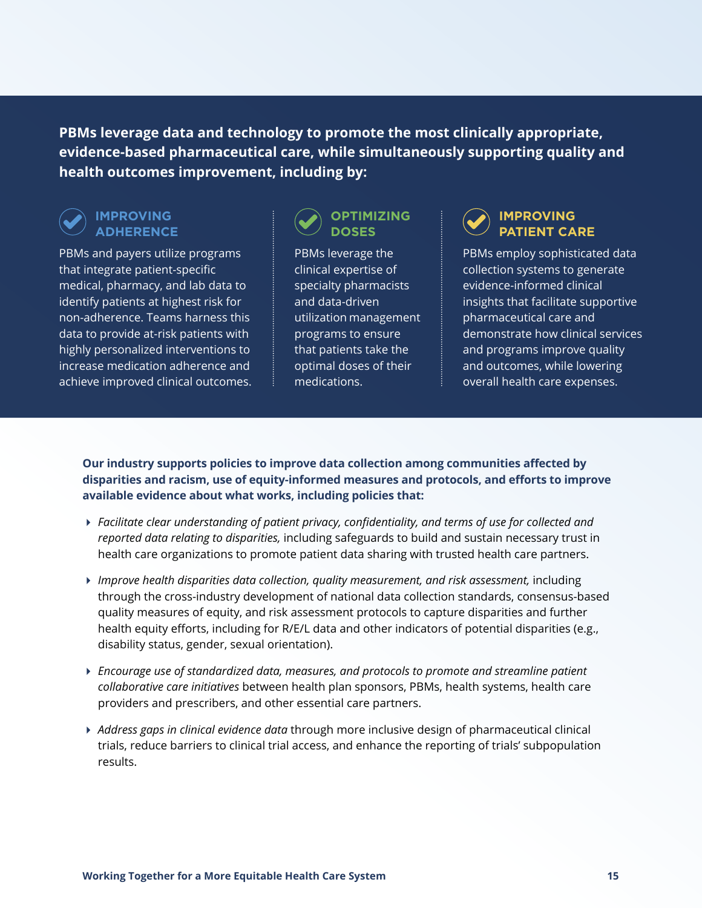**PBMs leverage data and technology to promote the most clinically appropriate, evidence-based pharmaceutical care, while simultaneously supporting quality and health outcomes improvement, including by:**

### IMPROVING ADHERENCE

PBMs and payers utilize programs that integrate patient-specific medical, pharmacy, and lab data to identify patients at highest risk for non-adherence. Teams harness this data to provide at-risk patients with highly personalized interventions to increase medication adherence and achieve improved clinical outcomes.

### OPTIMIZING DOSES

PBMs leverage the clinical expertise of specialty pharmacists and data-driven utilization management programs to ensure that patients take the optimal doses of their medications.

### IMPROVING PATIENT CARE

PBMs employ sophisticated data collection systems to generate evidence-informed clinical insights that facilitate supportive pharmaceutical care and demonstrate how clinical services and programs improve quality and outcomes, while lowering overall health care expenses.

**Our industry supports policies to improve data collection among communities affected by disparities and racism, use of equity-informed measures and protocols, and efforts to improve available evidence about what works, including policies that:**

- *Facilitate clear understanding of patient privacy, confidentiality, and terms of use for collected and reported data relating to disparities,* including safeguards to build and sustain necessary trust in health care organizations to promote patient data sharing with trusted health care partners.
- *Improve health disparities data collection, quality measurement, and risk assessment,* including through the cross-industry development of national data collection standards, consensus-based quality measures of equity, and risk assessment protocols to capture disparities and further health equity efforts, including for R/E/L data and other indicators of potential disparities (e.g., disability status, gender, sexual orientation).
- *Encourage use of standardized data, measures, and protocols to promote and streamline patient collaborative care initiatives* between health plan sponsors, PBMs, health systems, health care providers and prescribers, and other essential care partners.
- *Address gaps in clinical evidence data* through more inclusive design of pharmaceutical clinical trials, reduce barriers to clinical trial access, and enhance the reporting of trials' subpopulation results.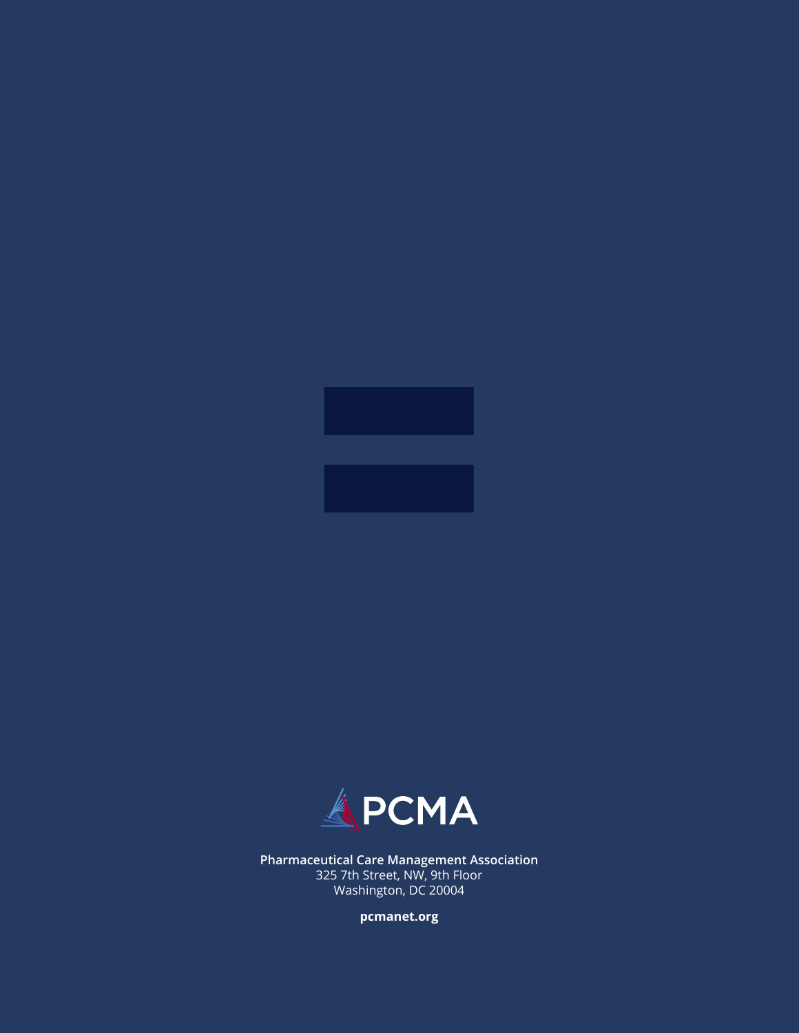PCMA

**Pharmaceutical Care Management Association**
325 7th Street, NW, 9th Floor
Washington, DC 20004

**pcmanet.org**